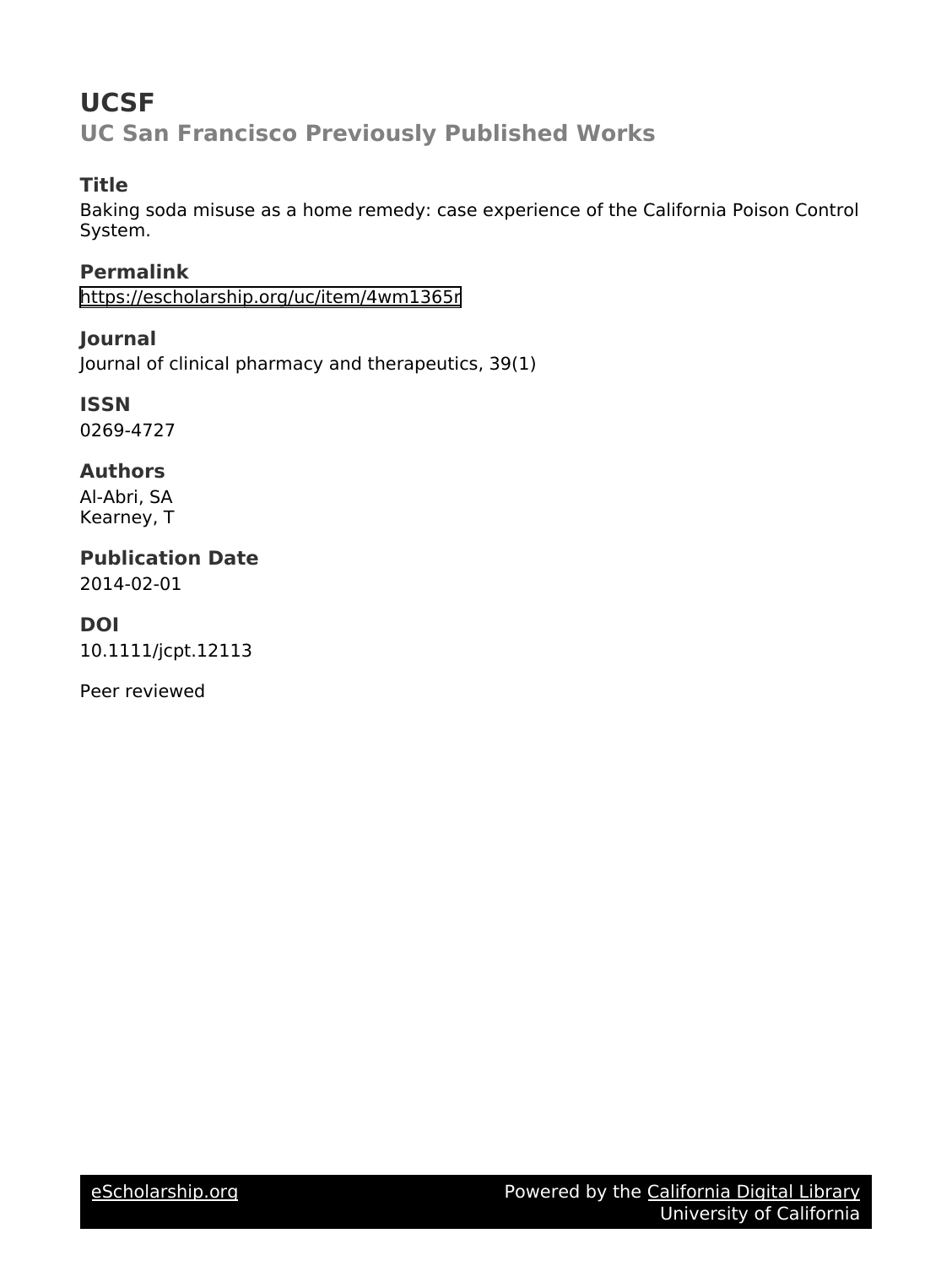# UCSF

## UC San Francisco Previously Published Works

### Title

Baking soda misuse as a home remedy: case experience of the California Poison Control System.

### Permalink

https://escholarship.org/uc/item/4wm1365r

### Journal

Journal of clinical pharmacy and therapeutics, 39(1)

### ISSN

0269-4727

### Authors

Al-Abri, SA
Kearney, T

### Publication Date

2014-02-01

### DOI

10.1111/jcpt.12113

Peer reviewed

eScholarship.org    Powered by the California Digital Library
University of California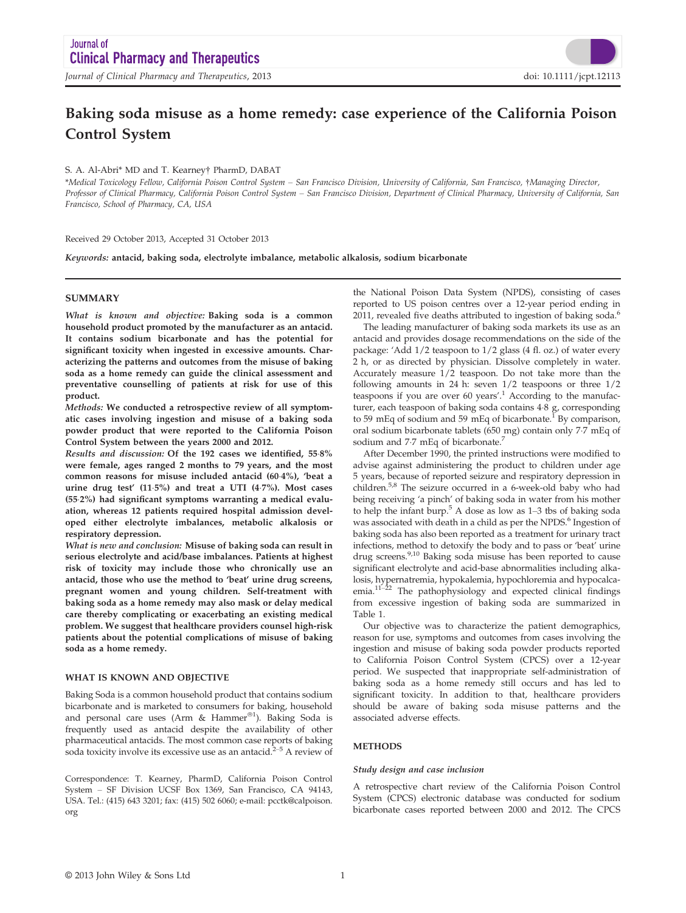# Baking soda misuse as a home remedy: case experience of the California Poison Control System

S. A. Al-Abri* MD and T. Kearney† PharmD, DABAT

*Medical Toxicology Fellow, California Poison Control System – San Francisco Division, University of California, San Francisco, †Managing Director, Professor of Clinical Pharmacy, California Poison Control System – San Francisco Division, Department of Clinical Pharmacy, University of California, San Francisco, School of Pharmacy, CA, USA

Received 29 October 2013, Accepted 31 October 2013

*Keywords:* **antacid, baking soda, electrolyte imbalance, metabolic alkalosis, sodium bicarbonate**

## SUMMARY

***What is known and objective:*** **Baking soda is a common household product promoted by the manufacturer as an antacid. It contains sodium bicarbonate and has the potential for significant toxicity when ingested in excessive amounts. Characterizing the patterns and outcomes from the misuse of baking soda as a home remedy can guide the clinical assessment and preventative counselling of patients at risk for use of this product.**

***Methods:*** **We conducted a retrospective review of all symptomatic cases involving ingestion and misuse of a baking soda powder product that were reported to the California Poison Control System between the years 2000 and 2012.**

***Results and discussion:*** **Of the 192 cases we identified, 55·8% were female, ages ranged 2 months to 79 years, and the most common reasons for misuse included antacid (60·4%), 'beat a urine drug test' (11·5%) and treat a UTI (4·7%). Most cases (55·2%) had significant symptoms warranting a medical evaluation, whereas 12 patients required hospital admission developed either electrolyte imbalances, metabolic alkalosis or respiratory depression.**

***What is new and conclusion:*** **Misuse of baking soda can result in serious electrolyte and acid/base imbalances. Patients at highest risk of toxicity may include those who chronically use an antacid, those who use the method to 'beat' urine drug screens, pregnant women and young children. Self-treatment with baking soda as a home remedy may also mask or delay medical care thereby complicating or exacerbating an existing medical problem. We suggest that healthcare providers counsel high-risk patients about the potential complications of misuse of baking soda as a home remedy.**

## WHAT IS KNOWN AND OBJECTIVE

Baking Soda is a common household product that contains sodium bicarbonate and is marketed to consumers for baking, household and personal care uses (Arm & Hammer®[1]). Baking Soda is frequently used as antacid despite the availability of other pharmaceutical antacids. The most common case reports of baking soda toxicity involve its excessive use as an antacid.[2–5] A review of the National Poison Data System (NPDS), consisting of cases reported to US poison centres over a 12-year period ending in 2011, revealed five deaths attributed to ingestion of baking soda.[6]

The leading manufacturer of baking soda markets its use as an antacid and provides dosage recommendations on the side of the package: 'Add 1/2 teaspoon to 1/2 glass (4 fl. oz.) of water every 2 h, or as directed by physician. Dissolve completely in water. Accurately measure 1/2 teaspoon. Do not take more than the following amounts in 24 h: seven 1/2 teaspoons or three 1/2 teaspoons if you are over 60 years'.[1] According to the manufacturer, each teaspoon of baking soda contains 4·8 g, corresponding to 59 mEq of sodium and 59 mEq of bicarbonate.[1] By comparison, oral sodium bicarbonate tablets (650 mg) contain only 7·7 mEq of sodium and 7·7 mEq of bicarbonate.[7]

After December 1990, the printed instructions were modified to advise against administering the product to children under age 5 years, because of reported seizure and respiratory depression in children.[5,8] The seizure occurred in a 6-week-old baby who had being receiving 'a pinch' of baking soda in water from his mother to help the infant burp.[5] A dose as low as 1–3 tbs of baking soda was associated with death in a child as per the NPDS.[6] Ingestion of baking soda has also been reported as a treatment for urinary tract infections, method to detoxify the body and to pass or 'beat' urine drug screens.[9,10] Baking soda misuse has been reported to cause significant electrolyte and acid-base abnormalities including alkalosis, hypernatremia, hypokalemia, hypochloremia and hypocalcaemia.[11–22] The pathophysiology and expected clinical findings from excessive ingestion of baking soda are summarized in Table 1.

Our objective was to characterize the patient demographics, reason for use, symptoms and outcomes from cases involving the ingestion and misuse of baking soda powder products reported to California Poison Control System (CPCS) over a 12-year period. We suspected that inappropriate self-administration of baking soda as a home remedy still occurs and has led to significant toxicity. In addition to that, healthcare providers should be aware of baking soda misuse patterns and the associated adverse effects.

## METHODS

### Study design and case inclusion

A retrospective chart review of the California Poison Control System (CPCS) electronic database was conducted for sodium bicarbonate cases reported between 2000 and 2012. The CPCS

Correspondence: T. Kearney, PharmD, California Poison Control System – SF Division UCSF Box 1369, San Francisco, CA 94143, USA. Tel.: (415) 643 3201; fax: (415) 502 6060; e-mail: pcctk@calpoison.org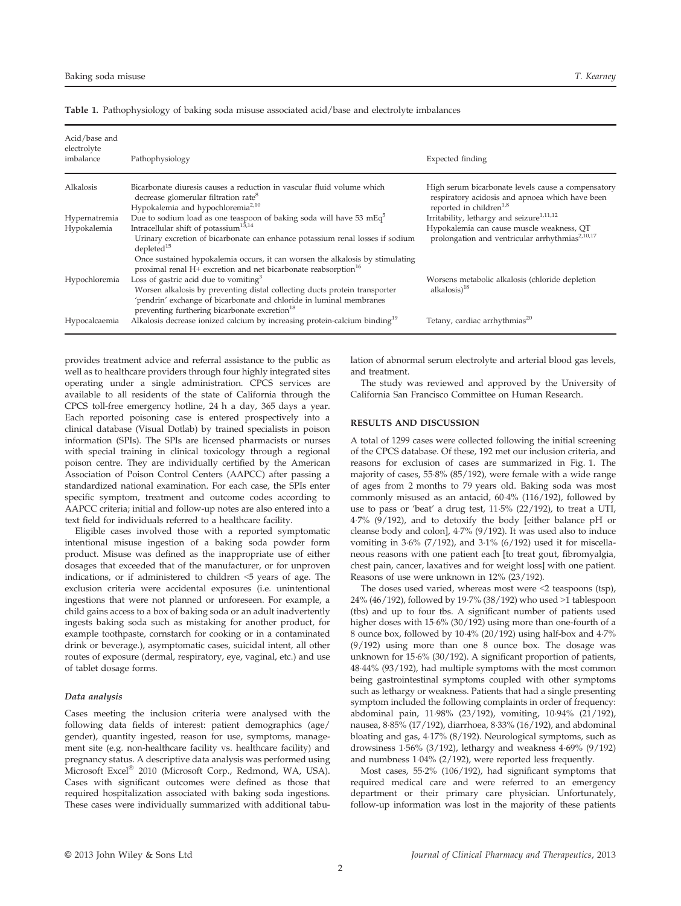**Table 1.** Pathophysiology of baking soda misuse associated acid/base and electrolyte imbalances

| Acid/base and electrolyte imbalance | Pathophysiology | Expected finding |
|---|---|---|
| Alkalosis | Bicarbonate diuresis causes a reduction in vascular fluid volume which decrease glomerular filtration rate[8]<br>Hypokalemia and hypochloremia[2,10] | High serum bicarbonate levels cause a compensatory respiratory acidosis and apnoea which have been reported in children[1,8] |
| Hypernatremia | Due to sodium load as one teaspoon of baking soda will have 53 mEq[5] | Irritability, lethargy and seizure[1,11,12] |
| Hypokalemia | Intracellular shift of potassium[13,14]<br>Urinary excretion of bicarbonate can enhance potassium renal losses if sodium depleted[15]<br>Once sustained hypokalemia occurs, it can worsen the alkalosis by stimulating proximal renal H+ excretion and net bicarbonate reabsorption[16] | Hypokalemia can cause muscle weakness, QT prolongation and ventricular arrhythmias[2,10,17] |
| Hypochloremia | Loss of gastric acid due to vomiting[3]<br>Worsen alkalosis by preventing distal collecting ducts protein transporter 'pendrin' exchange of bicarbonate and chloride in luminal membranes preventing furthering bicarbonate excretion[18] | Worsens metabolic alkalosis (chloride depletion alkalosis)[18] |
| Hypocalcaemia | Alkalosis decrease ionized calcium by increasing protein-calcium binding[19] | Tetany, cardiac arrhythmias[20] |

provides treatment advice and referral assistance to the public as well as to healthcare providers through four highly integrated sites operating under a single administration. CPCS services are available to all residents of the state of California through the CPCS toll-free emergency hotline, 24 h a day, 365 days a year. Each reported poisoning case is entered prospectively into a clinical database (Visual Dotlab) by trained specialists in poison information (SPIs). The SPIs are licensed pharmacists or nurses with special training in clinical toxicology through a regional poison centre. They are individually certified by the American Association of Poison Control Centers (AAPCC) after passing a standardized national examination. For each case, the SPIs enter specific symptom, treatment and outcome codes according to AAPCC criteria; initial and follow-up notes are also entered into a text field for individuals referred to a healthcare facility.

Eligible cases involved those with a reported symptomatic intentional misuse ingestion of a baking soda powder form product. Misuse was defined as the inappropriate use of either dosages that exceeded that of the manufacturer, or for unproven indications, or if administered to children <5 years of age. The exclusion criteria were accidental exposures (i.e. unintentional ingestions that were not planned or unforeseen. For example, a child gains access to a box of baking soda or an adult inadvertently ingests baking soda such as mistaking for another product, for example toothpaste, cornstarch for cooking or in a contaminated drink or beverage.), asymptomatic cases, suicidal intent, all other routes of exposure (dermal, respiratory, eye, vaginal, etc.) and use of tablet dosage forms.

### *Data analysis*

Cases meeting the inclusion criteria were analysed with the following data fields of interest: patient demographics (age/gender), quantity ingested, reason for use, symptoms, management site (e.g. non-healthcare facility vs. healthcare facility) and pregnancy status. A descriptive data analysis was performed using Microsoft Excel® 2010 (Microsoft Corp., Redmond, WA, USA). Cases with significant outcomes were defined as those that required hospitalization associated with baking soda ingestions. These cases were individually summarized with additional tabulation of abnormal serum electrolyte and arterial blood gas levels, and treatment.

The study was reviewed and approved by the University of California San Francisco Committee on Human Research.

## RESULTS AND DISCUSSION

A total of 1299 cases were collected following the initial screening of the CPCS database. Of these, 192 met our inclusion criteria, and reasons for exclusion of cases are summarized in Fig. 1. The majority of cases, 55·8% (85/192), were female with a wide range of ages from 2 months to 79 years old. Baking soda was most commonly misused as an antacid, 60·4% (116/192), followed by use to pass or 'beat' a drug test, 11·5% (22/192), to treat a UTI, 4·7% (9/192), and to detoxify the body [either balance pH or cleanse body and colon], 4·7% (9/192). It was used also to induce vomiting in 3·6% (7/192), and 3·1% (6/192) used it for miscellaneous reasons with one patient each [to treat gout, fibromyalgia, chest pain, cancer, laxatives and for weight loss] with one patient. Reasons of use were unknown in 12% (23/192).

The doses used varied, whereas most were <2 teaspoons (tsp), 24% (46/192), followed by 19·7% (38/192) who used >1 tablespoon (tbs) and up to four tbs. A significant number of patients used higher doses with 15·6% (30/192) using more than one-fourth of a 8 ounce box, followed by 10·4% (20/192) using half-box and 4·7% (9/192) using more than one 8 ounce box. The dosage was unknown for 15·6% (30/192). A significant proportion of patients, 48·44% (93/192), had multiple symptoms with the most common being gastrointestinal symptoms coupled with other symptoms such as lethargy or weakness. Patients that had a single presenting symptom included the following complaints in order of frequency: abdominal pain, 11·98% (23/192), vomiting, 10·94% (21/192), nausea, 8·85% (17/192), diarrhoea, 8·33% (16/192), and abdominal bloating and gas, 4·17% (8/192). Neurological symptoms, such as drowsiness 1·56% (3/192), lethargy and weakness 4·69% (9/192) and numbness 1·04% (2/192), were reported less frequently.

Most cases, 55·2% (106/192), had significant symptoms that required medical care and were referred to an emergency department or their primary care physician. Unfortunately, follow-up information was lost in the majority of these patients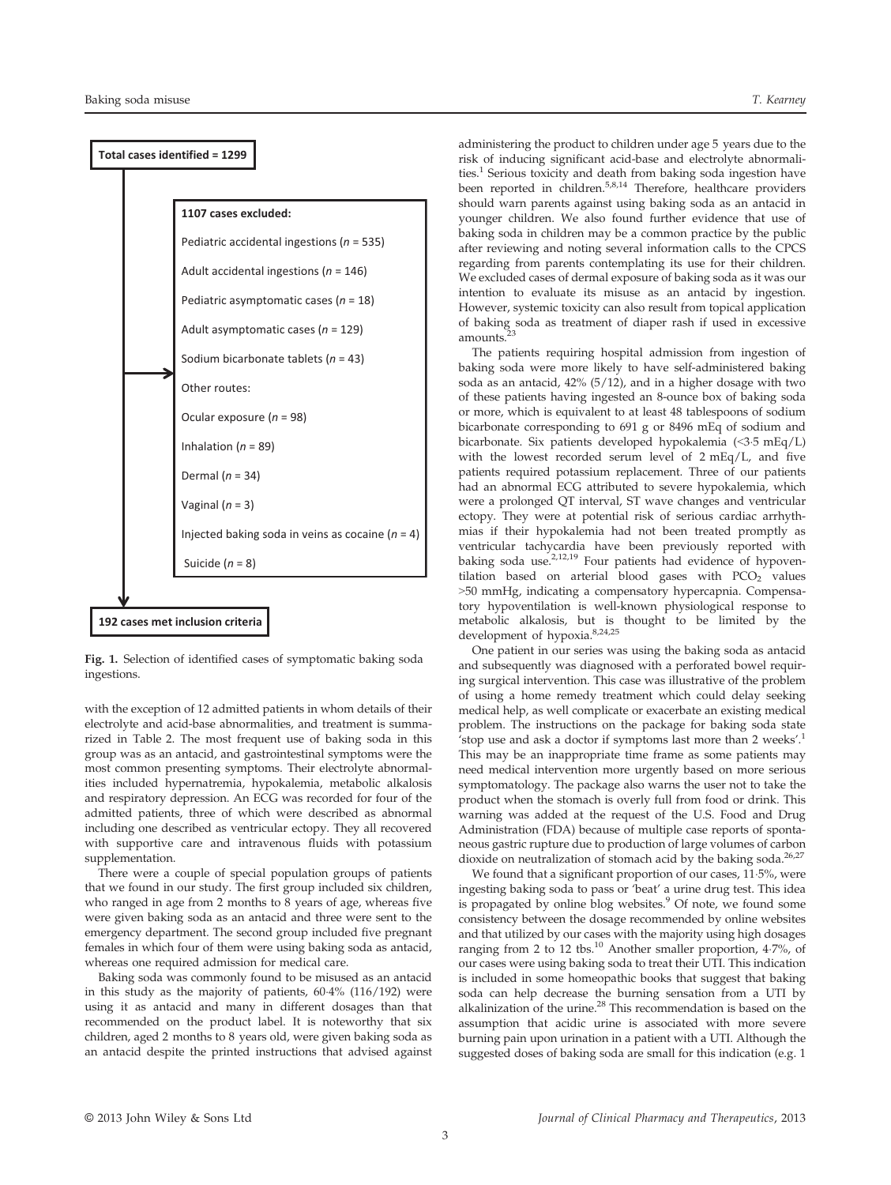Total cases identified = 1299

1107 cases excluded:

- Pediatric accidental ingestions (*n* = 535)
- Adult accidental ingestions (*n* = 146)
- Pediatric asymptomatic cases (*n* = 18)
- Adult asymptomatic cases (*n* = 129)
- Sodium bicarbonate tablets (*n* = 43)
- Other routes:
- Ocular exposure (*n* = 98)
- Inhalation (*n* = 89)
- Dermal (*n* = 34)
- Vaginal (*n* = 3)
- Injected baking soda in veins as cocaine (*n* = 4)
- Suicide (*n* = 8)

192 cases met inclusion criteria

**Fig. 1.** Selection of identified cases of symptomatic baking soda ingestions.

with the exception of 12 admitted patients in whom details of their electrolyte and acid-base abnormalities, and treatment is summarized in Table 2. The most frequent use of baking soda in this group was as an antacid, and gastrointestinal symptoms were the most common presenting symptoms. Their electrolyte abnormalities included hypernatremia, hypokalemia, metabolic alkalosis and respiratory depression. An ECG was recorded for four of the admitted patients, three of which were described as abnormal including one described as ventricular ectopy. They all recovered with supportive care and intravenous fluids with potassium supplementation.

There were a couple of special population groups of patients that we found in our study. The first group included six children, who ranged in age from 2 months to 8 years of age, whereas five were given baking soda as an antacid and three were sent to the emergency department. The second group included five pregnant females in which four of them were using baking soda as antacid, whereas one required admission for medical care.

Baking soda was commonly found to be misused as an antacid in this study as the majority of patients, 60·4% (116/192) were using it as antacid and many in different dosages than that recommended on the product label. It is noteworthy that six children, aged 2 months to 8 years old, were given baking soda as an antacid despite the printed instructions that advised against administering the product to children under age 5 years due to the risk of inducing significant acid-base and electrolyte abnormalities.[1] Serious toxicity and death from baking soda ingestion have been reported in children.[5,8,14] Therefore, healthcare providers should warn parents against using baking soda as an antacid in younger children. We also found further evidence that use of baking soda in children may be a common practice by the public after reviewing and noting several information calls to the CPCS regarding from parents contemplating its use for their children. We excluded cases of dermal exposure of baking soda as it was our intention to evaluate its misuse as an antacid by ingestion. However, systemic toxicity can also result from topical application of baking soda as treatment of diaper rash if used in excessive amounts.[23]

The patients requiring hospital admission from ingestion of baking soda were more likely to have self-administered baking soda as an antacid, 42% (5/12), and in a higher dosage with two of these patients having ingested an 8-ounce box of baking soda or more, which is equivalent to at least 48 tablespoons of sodium bicarbonate corresponding to 691 g or 8496 mEq of sodium and bicarbonate. Six patients developed hypokalemia (<3·5 mEq/L) with the lowest recorded serum level of 2 mEq/L, and five patients required potassium replacement. Three of our patients had an abnormal ECG attributed to severe hypokalemia, which were a prolonged QT interval, ST wave changes and ventricular ectopy. They were at potential risk of serious cardiac arrhythmias if their hypokalemia had not been treated promptly as ventricular tachycardia have been previously reported with baking soda use.[2,12,19] Four patients had evidence of hypoventilation based on arterial blood gases with $PCO_2$ values >50 mmHg, indicating a compensatory hypercapnia. Compensatory hypoventilation is well-known physiological response to metabolic alkalosis, but is thought to be limited by the development of hypoxia.[8,24,25]

One patient in our series was using the baking soda as antacid and subsequently was diagnosed with a perforated bowel requiring surgical intervention. This case was illustrative of the problem of using a home remedy treatment which could delay seeking medical help, as well complicate or exacerbate an existing medical problem. The instructions on the package for baking soda state 'stop use and ask a doctor if symptoms last more than 2 weeks'.[1] This may be an inappropriate time frame as some patients may need medical intervention more urgently based on more serious symptomatology. The package also warns the user not to take the product when the stomach is overly full from food or drink. This warning was added at the request of the U.S. Food and Drug Administration (FDA) because of multiple case reports of spontaneous gastric rupture due to production of large volumes of carbon dioxide on neutralization of stomach acid by the baking soda.[26,27]

We found that a significant proportion of our cases, 11·5%, were ingesting baking soda to pass or 'beat' a urine drug test. This idea is propagated by online blog websites.[9] Of note, we found some consistency between the dosage recommended by online websites and that utilized by our cases with the majority using high dosages ranging from 2 to 12 tbs.[10] Another smaller proportion, 4·7%, of our cases were using baking soda to treat their UTI. This indication is included in some homeopathic books that suggest that baking soda can help decrease the burning sensation from a UTI by alkalinization of the urine.[28] This recommendation is based on the assumption that acidic urine is associated with more severe burning pain upon urination in a patient with a UTI. Although the suggested doses of baking soda are small for this indication (e.g. 1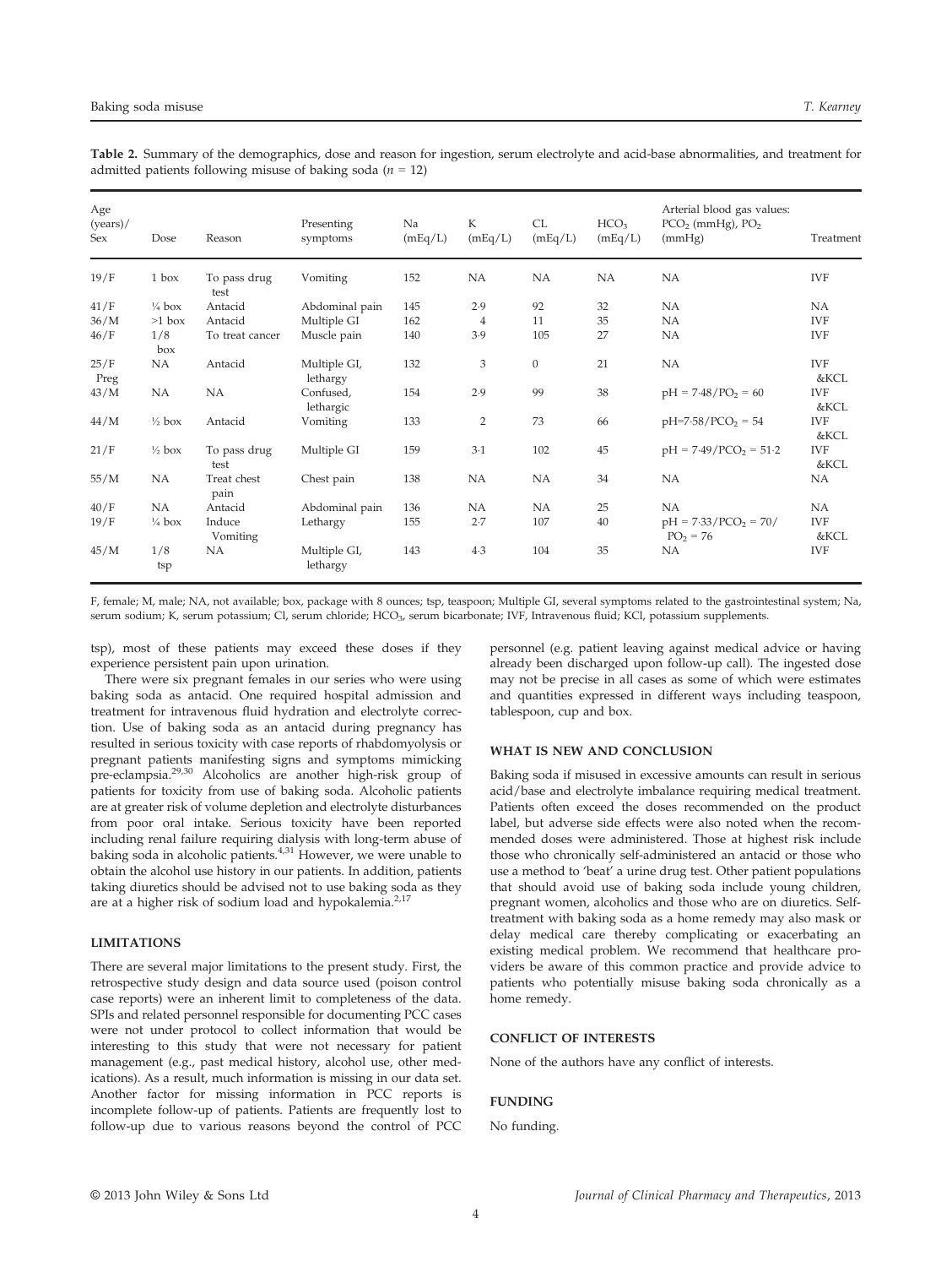**Table 2.** Summary of the demographics, dose and reason for ingestion, serum electrolyte and acid-base abnormalities, and treatment for admitted patients following misuse of baking soda ($n$ = 12)

| Age (years)/ Sex | Dose | Reason | Presenting symptoms | Na (mEq/L) | K (mEq/L) | CL (mEq/L) | $HCO_3$ (mEq/L) | Arterial blood gas values: $PCO_2$ (mmHg), $PO_2$ (mmHg) | Treatment |
|---|---|---|---|---|---|---|---|---|---|
| 19/F | 1 box | To pass drug test | Vomiting | 152 | NA | NA | NA | NA | IVF |
| 41/F | ¼ box | Antacid | Abdominal pain | 145 | 2·9 | 92 | 32 | NA | NA |
| 36/M | >1 box | Antacid | Multiple GI | 162 | 4 | 11 | 35 | NA | IVF |
| 46/F | 1/8 box | To treat cancer | Muscle pain | 140 | 3·9 | 105 | 27 | NA | IVF |
| 25/F Preg | NA | Antacid | Multiple GI, lethargy | 132 | 3 | 0 | 21 | NA | IVF &KCL |
| 43/M | NA | NA | Confused, lethargic | 154 | 2·9 | 99 | 38 | pH = 7·48/$PO_2$ = 60 | IVF &KCL |
| 44/M | ½ box | Antacid | Vomiting | 133 | 2 | 73 | 66 | pH=7·58/$PCO_2$ = 54 | IVF &KCL |
| 21/F | ½ box | To pass drug test | Multiple GI | 159 | 3·1 | 102 | 45 | pH = 7·49/$PCO_2$ = 51·2 | IVF &KCL |
| 55/M | NA | Treat chest pain | Chest pain | 138 | NA | NA | 34 | NA | NA |
| 40/F | NA | Antacid | Abdominal pain | 136 | NA | NA | 25 | NA | NA |
| 19/F | ¼ box | Induce Vomiting | Lethargy | 155 | 2·7 | 107 | 40 | pH = 7·33/$PCO_2$ = 70/ $PO_2$ = 76 | IVF &KCL |
| 45/M | 1/8 tsp | NA | Multiple GI, lethargy | 143 | 4·3 | 104 | 35 | NA | IVF |

F, female; M, male; NA, not available; box, package with 8 ounces; tsp, teaspoon; Multiple GI, several symptoms related to the gastrointestinal system; Na, serum sodium; K, serum potassium; Cl, serum chloride; $HCO_3$, serum bicarbonate; IVF, Intravenous fluid; KCl, potassium supplements.

tsp), most of these patients may exceed these doses if they experience persistent pain upon urination.

There were six pregnant females in our series who were using baking soda as antacid. One required hospital admission and treatment for intravenous fluid hydration and electrolyte correction. Use of baking soda as an antacid during pregnancy has resulted in serious toxicity with case reports of rhabdomyolysis or pregnant patients manifesting signs and symptoms mimicking pre-eclampsia.[29,30] Alcoholics are another high-risk group of patients for toxicity from use of baking soda. Alcoholic patients are at greater risk of volume depletion and electrolyte disturbances from poor oral intake. Serious toxicity have been reported including renal failure requiring dialysis with long-term abuse of baking soda in alcoholic patients.[4,31] However, we were unable to obtain the alcohol use history in our patients. In addition, patients taking diuretics should be advised not to use baking soda as they are at a higher risk of sodium load and hypokalemia.[2,17]

## LIMITATIONS

There are several major limitations to the present study. First, the retrospective study design and data source used (poison control case reports) were an inherent limit to completeness of the data. SPIs and related personnel responsible for documenting PCC cases were not under protocol to collect information that would be interesting to this study that were not necessary for patient management (e.g., past medical history, alcohol use, other medications). As a result, much information is missing in our data set. Another factor for missing information in PCC reports is incomplete follow-up of patients. Patients are frequently lost to follow-up due to various reasons beyond the control of PCC personnel (e.g. patient leaving against medical advice or having already been discharged upon follow-up call). The ingested dose may not be precise in all cases as some of which were estimates and quantities expressed in different ways including teaspoon, tablespoon, cup and box.

## WHAT IS NEW AND CONCLUSION

Baking soda if misused in excessive amounts can result in serious acid/base and electrolyte imbalance requiring medical treatment. Patients often exceed the doses recommended on the product label, but adverse side effects were also noted when the recommended doses were administered. Those at highest risk include those who chronically self-administered an antacid or those who use a method to 'beat' a urine drug test. Other patient populations that should avoid use of baking soda include young children, pregnant women, alcoholics and those who are on diuretics. Self-treatment with baking soda as a home remedy may also mask or delay medical care thereby complicating or exacerbating an existing medical problem. We recommend that healthcare providers be aware of this common practice and provide advice to patients who potentially misuse baking soda chronically as a home remedy.

## CONFLICT OF INTERESTS

None of the authors have any conflict of interests.

## FUNDING

No funding.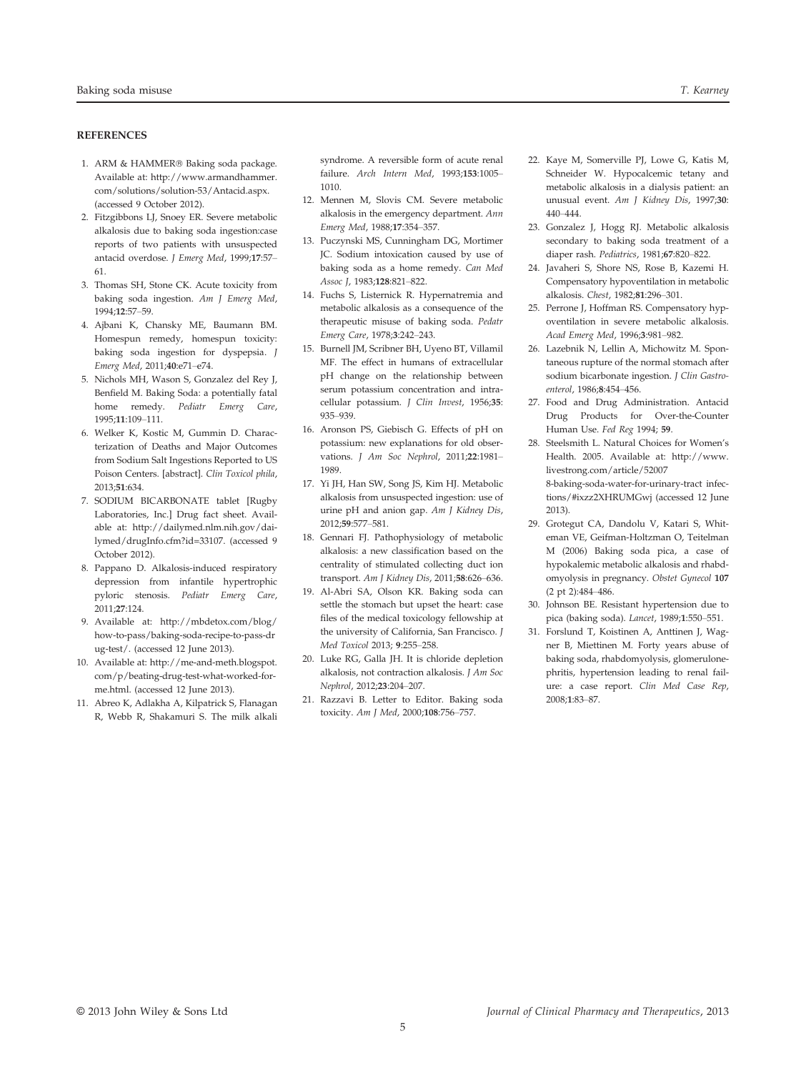## REFERENCES

1. ARM & HAMMER® Baking soda package. Available at: http://www.armandhammer.com/solutions/solution-53/Antacid.aspx. (accessed 9 October 2012).
2. Fitzgibbons LJ, Snoey ER. Severe metabolic alkalosis due to baking soda ingestion:case reports of two patients with unsuspected antacid overdose. *J Emerg Med*, 1999;**17**:57–61.
3. Thomas SH, Stone CK. Acute toxicity from baking soda ingestion. *Am J Emerg Med*, 1994;**12**:57–59.
4. Ajbani K, Chansky ME, Baumann BM. Homespun remedy, homespun toxicity: baking soda ingestion for dyspepsia. *J Emerg Med*, 2011;**40**:e71–e74.
5. Nichols MH, Wason S, Gonzalez del Rey J, Benfield M. Baking Soda: a potentially fatal home remedy. *Pediatr Emerg Care*, 1995;**11**:109–111.
6. Welker K, Kostic M, Gummin D. Characterization of Deaths and Major Outcomes from Sodium Salt Ingestions Reported to US Poison Centers. [abstract]. *Clin Toxicol phila*, 2013;**51**:634.
7. SODIUM BICARBONATE tablet [Rugby Laboratories, Inc.] Drug fact sheet. Available at: http://dailymed.nlm.nih.gov/dailymed/drugInfo.cfm?id=33107. (accessed 9 October 2012).
8. Pappano D. Alkalosis-induced respiratory depression from infantile hypertrophic pyloric stenosis. *Pediatr Emerg Care*, 2011;**27**:124.
9. Available at: http://mbdetox.com/blog/how-to-pass/baking-soda-recipe-to-pass-drug-test/. (accessed 12 June 2013).
10. Available at: http://me-and-meth.blogspot.com/p/beating-drug-test-what-worked-for-me.html. (accessed 12 June 2013).
11. Abreo K, Adlakha A, Kilpatrick S, Flanagan R, Webb R, Shakamuri S. The milk alkali syndrome. A reversible form of acute renal failure. *Arch Intern Med*, 1993;**153**:1005–1010.
12. Mennen M, Slovis CM. Severe metabolic alkalosis in the emergency department. *Ann Emerg Med*, 1988;**17**:354–357.
13. Puczynski MS, Cunningham DG, Mortimer JC. Sodium intoxication caused by use of baking soda as a home remedy. *Can Med Assoc J*, 1983;**128**:821–822.
14. Fuchs S, Listernick R. Hypernatremia and metabolic alkalosis as a consequence of the therapeutic misuse of baking soda. *Pedatr Emerg Care*, 1978;**3**:242–243.
15. Burnell JM, Scribner BH, Uyeno BT, Villamil MF. The effect in humans of extracellular pH change on the relationship between serum potassium concentration and intracellular potassium. *J Clin Invest*, 1956;**35**: 935–939.
16. Aronson PS, Giebisch G. Effects of pH on potassium: new explanations for old observations. *J Am Soc Nephrol*, 2011;**22**:1981–1989.
17. Yi JH, Han SW, Song JS, Kim HJ. Metabolic alkalosis from unsuspected ingestion: use of urine pH and anion gap. *Am J Kidney Dis*, 2012;**59**:577–581.
18. Gennari FJ. Pathophysiology of metabolic alkalosis: a new classification based on the centrality of stimulated collecting duct ion transport. *Am J Kidney Dis*, 2011;**58**:626–636.
19. Al-Abri SA, Olson KR. Baking soda can settle the stomach but upset the heart: case files of the medical toxicology fellowship at the university of California, San Francisco. *J Med Toxicol* 2013; **9**:255–258.
20. Luke RG, Galla JH. It is chloride depletion alkalosis, not contraction alkalosis. *J Am Soc Nephrol*, 2012;**23**:204–207.
21. Razzavi B. Letter to Editor. Baking soda toxicity. *Am J Med*, 2000;**108**:756–757.
22. Kaye M, Somerville PJ, Lowe G, Katis M, Schneider W. Hypocalcemic tetany and metabolic alkalosis in a dialysis patient: an unusual event. *Am J Kidney Dis*, 1997;**30**: 440–444.
23. Gonzalez J, Hogg RJ. Metabolic alkalosis secondary to baking soda treatment of a diaper rash. *Pediatrics*, 1981;**67**:820–822.
24. Javaheri S, Shore NS, Rose B, Kazemi H. Compensatory hypoventilation in metabolic alkalosis. *Chest*, 1982;**81**:296–301.
25. Perrone J, Hoffman RS. Compensatory hypoventilation in severe metabolic alkalosis. *Acad Emerg Med*, 1996;**3**:981–982.
26. Lazebnik N, Lellin A, Michowitz M. Spontaneous rupture of the normal stomach after sodium bicarbonate ingestion. *J Clin Gastroenterol*, 1986;**8**:454–456.
27. Food and Drug Administration. Antacid Drug Products for Over-the-Counter Human Use. *Fed Reg* 1994; **59**.
28. Steelsmith L. Natural Choices for Women's Health. 2005. Available at: http://www.livestrong.com/article/520078-baking-soda-water-for-urinary-tract-infections/#ixzz2XHRUMGwj (accessed 12 June 2013).
29. Grotegut CA, Dandolu V, Katari S, Whiteman VE, Geifman-Holtzman O, Teitelman M (2006) Baking soda pica, a case of hypokalemic metabolic alkalosis and rhabdomyolysis in pregnancy. *Obstet Gynecol* **107** (2 pt 2):484–486.
30. Johnson BE. Resistant hypertension due to pica (baking soda). *Lancet*, 1989;**1**:550–551.
31. Forslund T, Koistinen A, Anttinen J, Wagner B, Miettinen M. Forty years abuse of baking soda, rhabdomyolysis, glomerulonephritis, hypertension leading to renal failure: a case report. *Clin Med Case Rep*, 2008;**1**:83–87.